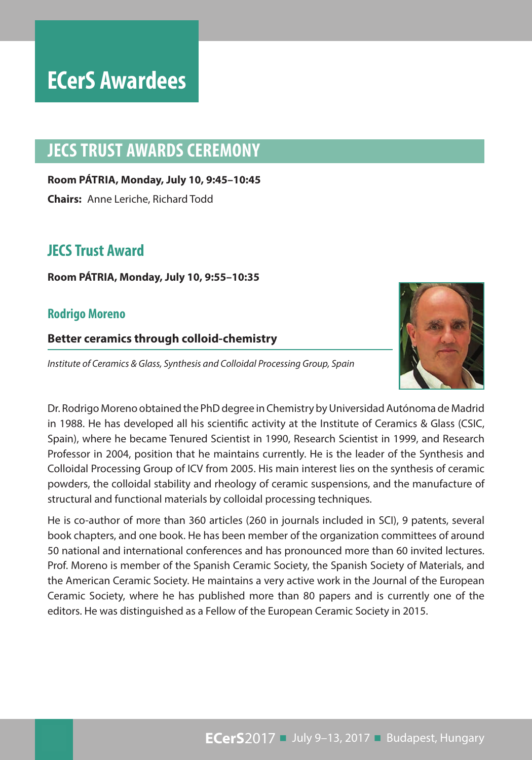# ECerS Awardees

## JECS TRUST AWARDS CEREMONY

**Room PÁTRIA, Monday, July 10, 9:45–10:45**

**Chairs:** Anne Leriche, Richard Todd

## JECS Trust Award

**Room PÁTRIA, Monday, July 10, 9:55–10:35**

### Rodrigo Moreno

**Better ceramics through colloid-chemistry**

*Institute of Ceramics & Glass, Synthesis and Colloidal Processing Group, Spain*

Dr. Rodrigo Moreno obtained the PhD degree in Chemistry by Universidad Autónoma de Madrid in 1988. He has developed all his scientific activity at the Institute of Ceramics & Glass (CSIC, Spain), where he became Tenured Scientist in 1990, Research Scientist in 1999, and Research Professor in 2004, position that he maintains currently. He is the leader of the Synthesis and Colloidal Processing Group of ICV from 2005. His main interest lies on the synthesis of ceramic powders, the colloidal stability and rheology of ceramic suspensions, and the manufacture of structural and functional materials by colloidal processing techniques.

He is co-author of more than 360 articles (260 in journals included in SCI), 9 patents, several book chapters, and one book. He has been member of the organization committees of around 50 national and international conferences and has pronounced more than 60 invited lectures. Prof. Moreno is member of the Spanish Ceramic Society, the Spanish Society of Materials, and the American Ceramic Society. He maintains a very active work in the Journal of the European Ceramic Society, where he has published more than 80 papers and is currently one of the editors. He was distinguished as a Fellow of the European Ceramic Society in 2015.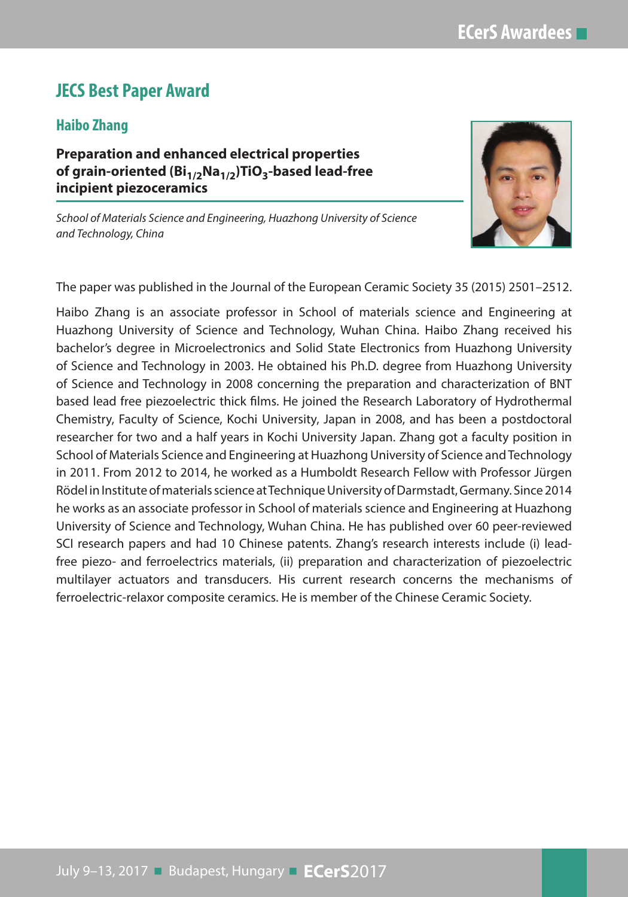## JECS Best Paper Award

### Haibo Zhang

**Preparation and enhanced electrical properties of grain-oriented $(Bi_{1/2}Na_{1/2})TiO_3$-based lead-free incipient piezoceramics**

*School of Materials Science and Engineering, Huazhong University of Science and Technology, China*

The paper was published in the Journal of the European Ceramic Society 35 (2015) 2501–2512.

Haibo Zhang is an associate professor in School of materials science and Engineering at Huazhong University of Science and Technology, Wuhan China. Haibo Zhang received his bachelor's degree in Microelectronics and Solid State Electronics from Huazhong University of Science and Technology in 2003. He obtained his Ph.D. degree from Huazhong University of Science and Technology in 2008 concerning the preparation and characterization of BNT based lead free piezoelectric thick films. He joined the Research Laboratory of Hydrothermal Chemistry, Faculty of Science, Kochi University, Japan in 2008, and has been a postdoctoral researcher for two and a half years in Kochi University Japan. Zhang got a faculty position in School of Materials Science and Engineering at Huazhong University of Science and Technology in 2011. From 2012 to 2014, he worked as a Humboldt Research Fellow with Professor Jürgen Rödel in Institute of materials science at Technique University of Darmstadt, Germany. Since 2014 he works as an associate professor in School of materials science and Engineering at Huazhong University of Science and Technology, Wuhan China. He has published over 60 peer-reviewed SCI research papers and had 10 Chinese patents. Zhang's research interests include (i) lead-free piezo- and ferroelectrics materials, (ii) preparation and characterization of piezoelectric multilayer actuators and transducers. His current research concerns the mechanisms of ferroelectric-relaxor composite ceramics. He is member of the Chinese Ceramic Society.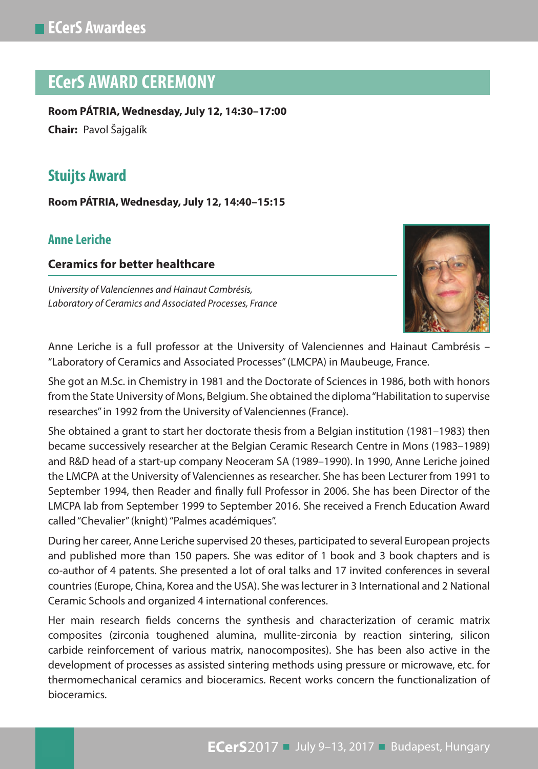# ECerS AWARD CEREMONY

**Room PÁTRIA, Wednesday, July 12, 14:30–17:00**

**Chair:** Pavol Šajgalík

## Stuijts Award

**Room PÁTRIA, Wednesday, July 12, 14:40–15:15**

### Anne Leriche

**Ceramics for better healthcare**

*University of Valenciennes and Hainaut Cambrésis, Laboratory of Ceramics and Associated Processes, France*

Anne Leriche is a full professor at the University of Valenciennes and Hainaut Cambrésis – "Laboratory of Ceramics and Associated Processes" (LMCPA) in Maubeuge, France.

She got an M.Sc. in Chemistry in 1981 and the Doctorate of Sciences in 1986, both with honors from the State University of Mons, Belgium. She obtained the diploma "Habilitation to supervise researches" in 1992 from the University of Valenciennes (France).

She obtained a grant to start her doctorate thesis from a Belgian institution (1981–1983) then became successively researcher at the Belgian Ceramic Research Centre in Mons (1983–1989) and R&D head of a start-up company Neoceram SA (1989–1990). In 1990, Anne Leriche joined the LMCPA at the University of Valenciennes as researcher. She has been Lecturer from 1991 to September 1994, then Reader and finally full Professor in 2006. She has been Director of the LMCPA lab from September 1999 to September 2016. She received a French Education Award called "Chevalier" (knight) "Palmes académiques".

During her career, Anne Leriche supervised 20 theses, participated to several European projects and published more than 150 papers. She was editor of 1 book and 3 book chapters and is co-author of 4 patents. She presented a lot of oral talks and 17 invited conferences in several countries (Europe, China, Korea and the USA). She was lecturer in 3 International and 2 National Ceramic Schools and organized 4 international conferences.

Her main research fields concerns the synthesis and characterization of ceramic matrix composites (zirconia toughened alumina, mullite-zirconia by reaction sintering, silicon carbide reinforcement of various matrix, nanocomposites). She has been also active in the development of processes as assisted sintering methods using pressure or microwave, etc. for thermomechanical ceramics and bioceramics. Recent works concern the functionalization of bioceramics.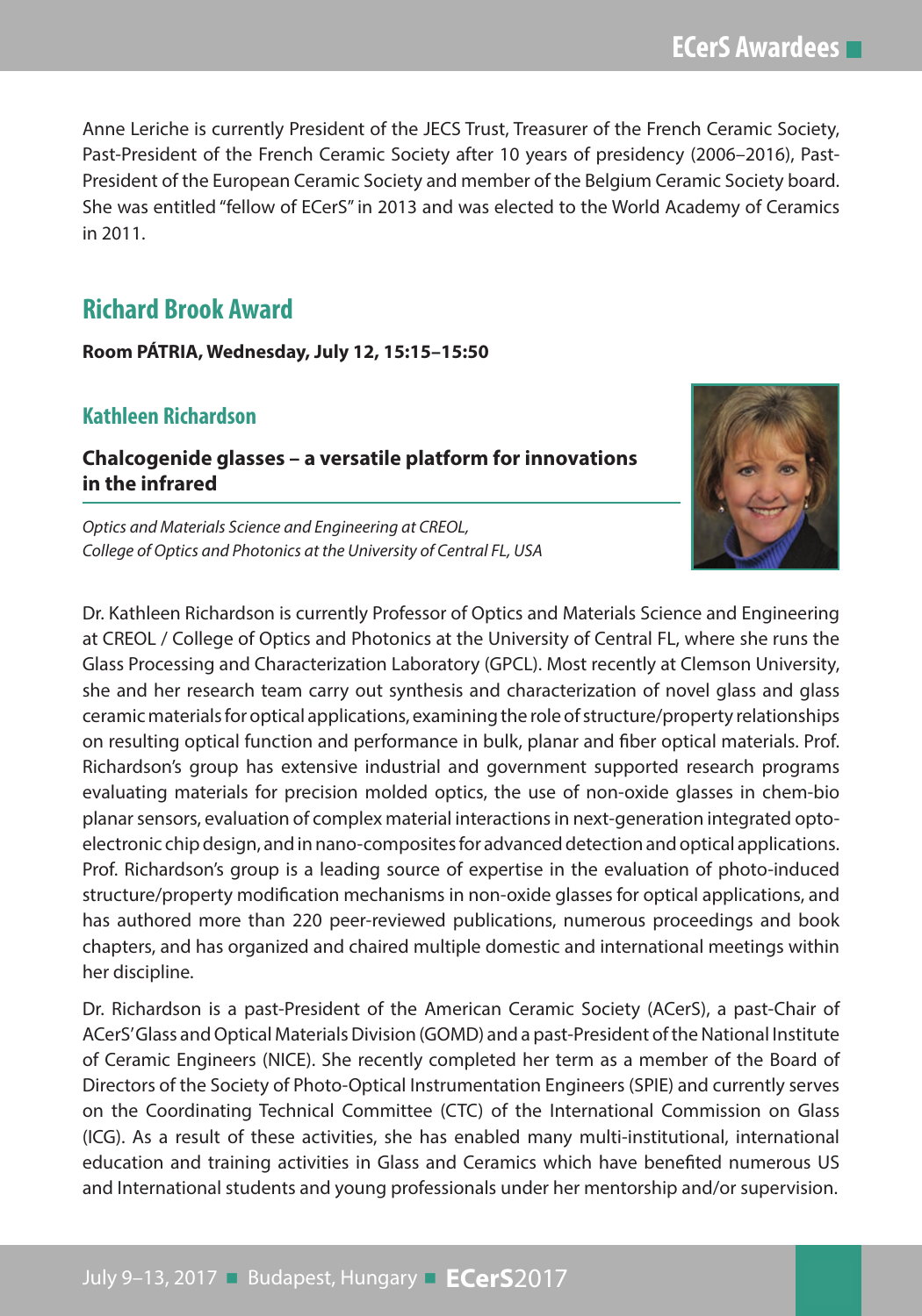Anne Leriche is currently President of the JECS Trust, Treasurer of the French Ceramic Society, Past-President of the French Ceramic Society after 10 years of presidency (2006–2016), Past-President of the European Ceramic Society and member of the Belgium Ceramic Society board. She was entitled "fellow of ECerS" in 2013 and was elected to the World Academy of Ceramics in 2011.

## Richard Brook Award

**Room PÁTRIA, Wednesday, July 12, 15:15–15:50**

### Kathleen Richardson

**Chalcogenide glasses – a versatile platform for innovations in the infrared**

*Optics and Materials Science and Engineering at CREOL, College of Optics and Photonics at the University of Central FL, USA*

Dr. Kathleen Richardson is currently Professor of Optics and Materials Science and Engineering at CREOL / College of Optics and Photonics at the University of Central FL, where she runs the Glass Processing and Characterization Laboratory (GPCL). Most recently at Clemson University, she and her research team carry out synthesis and characterization of novel glass and glass ceramic materials for optical applications, examining the role of structure/property relationships on resulting optical function and performance in bulk, planar and fiber optical materials. Prof. Richardson's group has extensive industrial and government supported research programs evaluating materials for precision molded optics, the use of non-oxide glasses in chem-bio planar sensors, evaluation of complex material interactions in next-generation integrated opto-electronic chip design, and in nano-composites for advanced detection and optical applications. Prof. Richardson's group is a leading source of expertise in the evaluation of photo-induced structure/property modification mechanisms in non-oxide glasses for optical applications, and has authored more than 220 peer-reviewed publications, numerous proceedings and book chapters, and has organized and chaired multiple domestic and international meetings within her discipline.

Dr. Richardson is a past-President of the American Ceramic Society (ACerS), a past-Chair of ACerS' Glass and Optical Materials Division (GOMD) and a past-President of the National Institute of Ceramic Engineers (NICE). She recently completed her term as a member of the Board of Directors of the Society of Photo-Optical Instrumentation Engineers (SPIE) and currently serves on the Coordinating Technical Committee (CTC) of the International Commission on Glass (ICG). As a result of these activities, she has enabled many multi-institutional, international education and training activities in Glass and Ceramics which have benefited numerous US and International students and young professionals under her mentorship and/or supervision.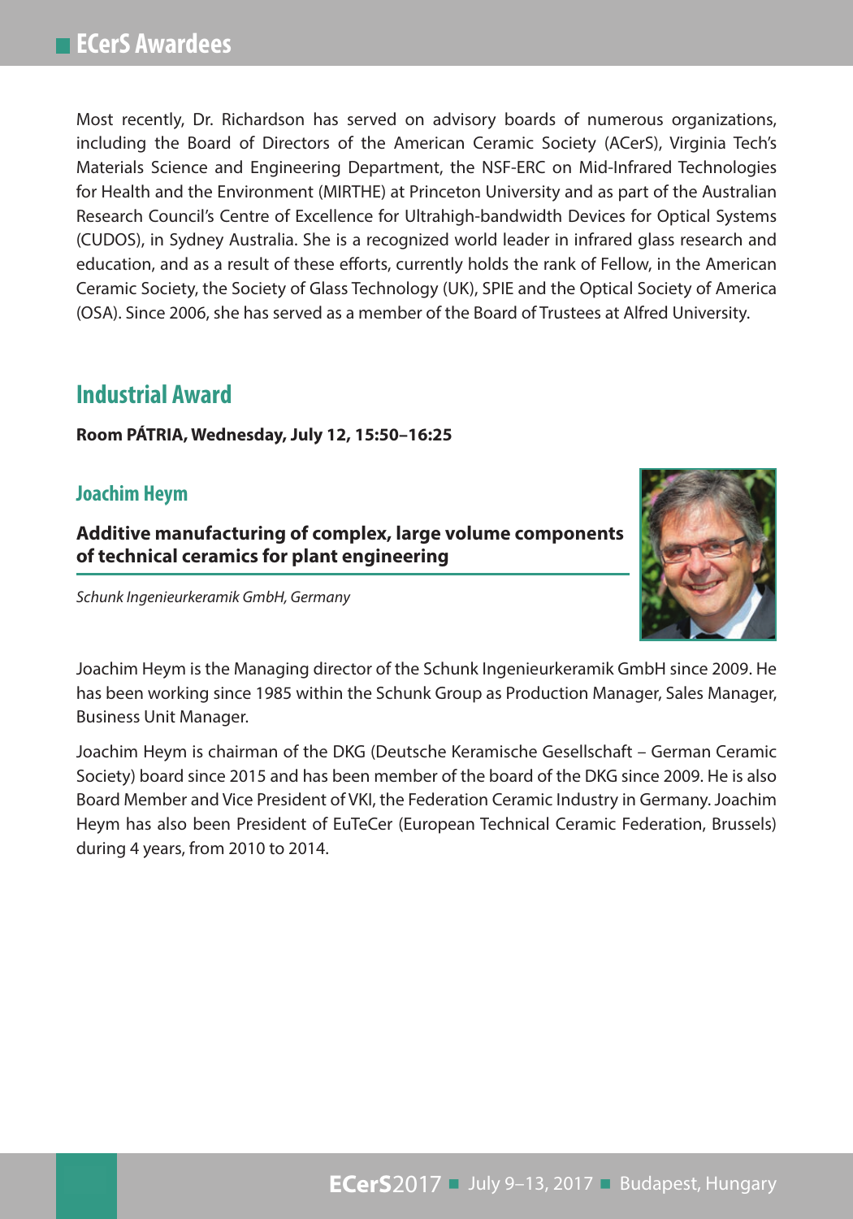Most recently, Dr. Richardson has served on advisory boards of numerous organizations, including the Board of Directors of the American Ceramic Society (ACerS), Virginia Tech's Materials Science and Engineering Department, the NSF-ERC on Mid-Infrared Technologies for Health and the Environment (MIRTHE) at Princeton University and as part of the Australian Research Council's Centre of Excellence for Ultrahigh-bandwidth Devices for Optical Systems (CUDOS), in Sydney Australia. She is a recognized world leader in infrared glass research and education, and as a result of these efforts, currently holds the rank of Fellow, in the American Ceramic Society, the Society of Glass Technology (UK), SPIE and the Optical Society of America (OSA). Since 2006, she has served as a member of the Board of Trustees at Alfred University.

## Industrial Award

**Room PÁTRIA, Wednesday, July 12, 15:50–16:25**

### Joachim Heym

**Additive manufacturing of complex, large volume components of technical ceramics for plant engineering**

*Schunk Ingenieurkeramik GmbH, Germany*

Joachim Heym is the Managing director of the Schunk Ingenieurkeramik GmbH since 2009. He has been working since 1985 within the Schunk Group as Production Manager, Sales Manager, Business Unit Manager.

Joachim Heym is chairman of the DKG (Deutsche Keramische Gesellschaft – German Ceramic Society) board since 2015 and has been member of the board of the DKG since 2009. He is also Board Member and Vice President of VKI, the Federation Ceramic Industry in Germany. Joachim Heym has also been President of EuTeCer (European Technical Ceramic Federation, Brussels) during 4 years, from 2010 to 2014.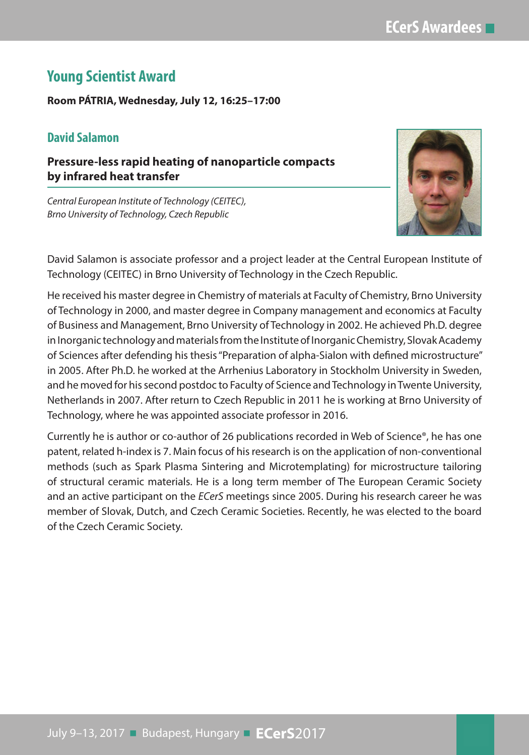## Young Scientist Award

**Room PÁTRIA, Wednesday, July 12, 16:25–17:00**

### David Salamon

**Pressure-less rapid heating of nanoparticle compacts by infrared heat transfer**

*Central European Institute of Technology (CEITEC), Brno University of Technology, Czech Republic*

David Salamon is associate professor and a project leader at the Central European Institute of Technology (CEITEC) in Brno University of Technology in the Czech Republic.

He received his master degree in Chemistry of materials at Faculty of Chemistry, Brno University of Technology in 2000, and master degree in Company management and economics at Faculty of Business and Management, Brno University of Technology in 2002. He achieved Ph.D. degree in Inorganic technology and materials from the Institute of Inorganic Chemistry, Slovak Academy of Sciences after defending his thesis "Preparation of alpha-Sialon with defined microstructure" in 2005. After Ph.D. he worked at the Arrhenius Laboratory in Stockholm University in Sweden, and he moved for his second postdoc to Faculty of Science and Technology in Twente University, Netherlands in 2007. After return to Czech Republic in 2011 he is working at Brno University of Technology, where he was appointed associate professor in 2016.

Currently he is author or co-author of 26 publications recorded in Web of Science®, he has one patent, related h-index is 7. Main focus of his research is on the application of non-conventional methods (such as Spark Plasma Sintering and Microtemplating) for microstructure tailoring of structural ceramic materials. He is a long term member of The European Ceramic Society and an active participant on the *ECerS* meetings since 2005. During his research career he was member of Slovak, Dutch, and Czech Ceramic Societies. Recently, he was elected to the board of the Czech Ceramic Society.